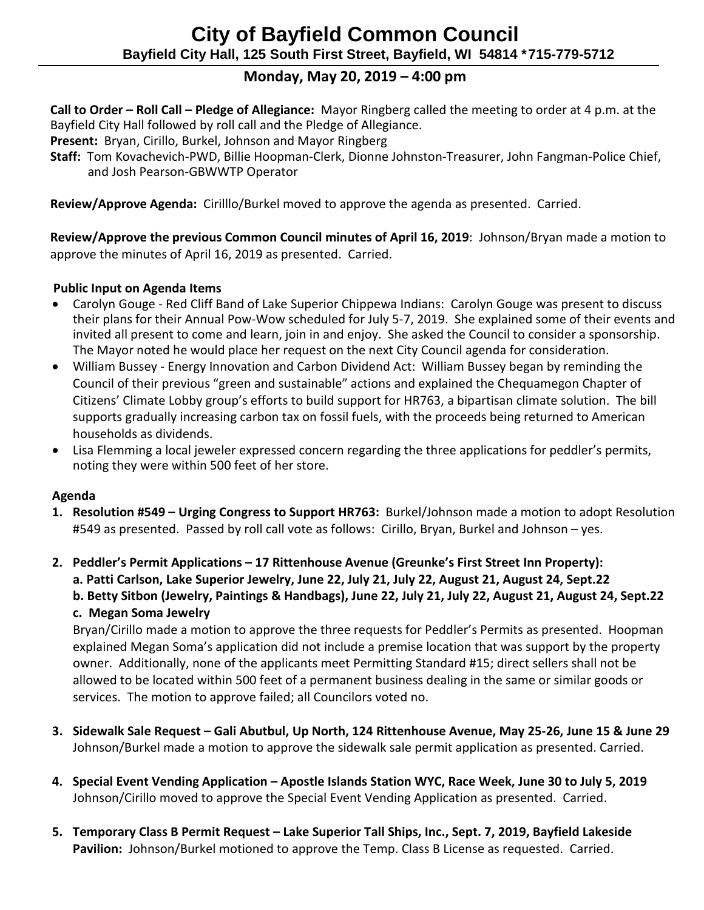# City of Bayfield Common Council

**Bayfield City Hall, 125 South First Street, Bayfield, WI 54814 *715-779-5712**

## Monday, May 20, 2019 – 4:00 pm

**Call to Order – Roll Call – Pledge of Allegiance:** Mayor Ringberg called the meeting to order at 4 p.m. at the Bayfield City Hall followed by roll call and the Pledge of Allegiance.

**Present:** Bryan, Cirillo, Burkel, Johnson and Mayor Ringberg

**Staff:** Tom Kovachevich-PWD, Billie Hoopman-Clerk, Dionne Johnston-Treasurer, John Fangman-Police Chief, and Josh Pearson-GBWWTP Operator

**Review/Approve Agenda:** Cirilllo/Burkel moved to approve the agenda as presented. Carried.

**Review/Approve the previous Common Council minutes of April 16, 2019**: Johnson/Bryan made a motion to approve the minutes of April 16, 2019 as presented. Carried.

**Public Input on Agenda Items**

- Carolyn Gouge - Red Cliff Band of Lake Superior Chippewa Indians: Carolyn Gouge was present to discuss their plans for their Annual Pow-Wow scheduled for July 5-7, 2019. She explained some of their events and invited all present to come and learn, join in and enjoy. She asked the Council to consider a sponsorship. The Mayor noted he would place her request on the next City Council agenda for consideration.
- William Bussey - Energy Innovation and Carbon Dividend Act: William Bussey began by reminding the Council of their previous "green and sustainable" actions and explained the Chequamegon Chapter of Citizens' Climate Lobby group's efforts to build support for HR763, a bipartisan climate solution. The bill supports gradually increasing carbon tax on fossil fuels, with the proceeds being returned to American households as dividends.
- Lisa Flemming a local jeweler expressed concern regarding the three applications for peddler's permits, noting they were within 500 feet of her store.

**Agenda**

1. **Resolution #549 – Urging Congress to Support HR763:** Burkel/Johnson made a motion to adopt Resolution #549 as presented. Passed by roll call vote as follows: Cirillo, Bryan, Burkel and Johnson – yes.

2. **Peddler's Permit Applications – 17 Rittenhouse Avenue (Greunke's First Street Inn Property):**
   **a. Patti Carlson, Lake Superior Jewelry, June 22, July 21, July 22, August 21, August 24, Sept.22**
   **b. Betty Sitbon (Jewelry, Paintings & Handbags), June 22, July 21, July 22, August 21, August 24, Sept.22**
   **c. Megan Soma Jewelry**
   Bryan/Cirillo made a motion to approve the three requests for Peddler's Permits as presented. Hoopman explained Megan Soma's application did not include a premise location that was support by the property owner. Additionally, none of the applicants meet Permitting Standard #15; direct sellers shall not be allowed to be located within 500 feet of a permanent business dealing in the same or similar goods or services. The motion to approve failed; all Councilors voted no.

3. **Sidewalk Sale Request – Gali Abutbul, Up North, 124 Rittenhouse Avenue, May 25-26, June 15 & June 29**
   Johnson/Burkel made a motion to approve the sidewalk sale permit application as presented. Carried.

4. **Special Event Vending Application – Apostle Islands Station WYC, Race Week, June 30 to July 5, 2019**
   Johnson/Cirillo moved to approve the Special Event Vending Application as presented. Carried.

5. **Temporary Class B Permit Request – Lake Superior Tall Ships, Inc., Sept. 7, 2019, Bayfield Lakeside Pavilion:** Johnson/Burkel motioned to approve the Temp. Class B License as requested. Carried.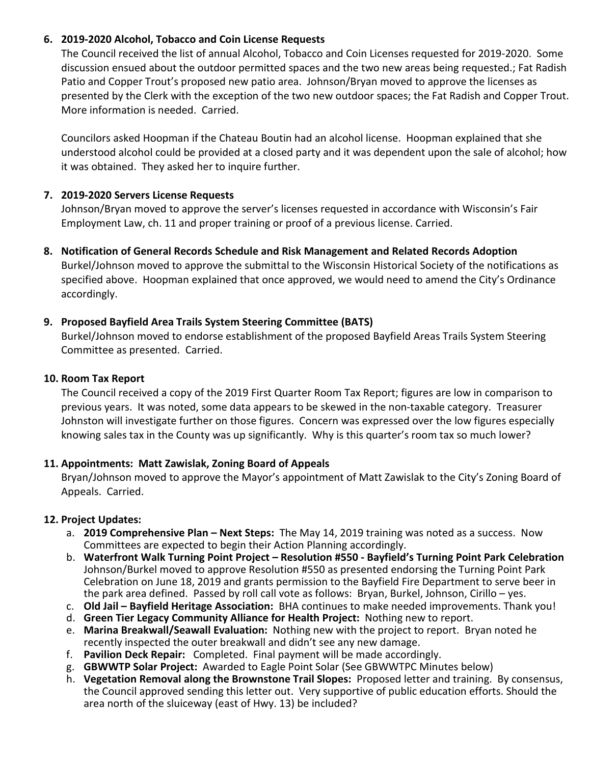6. **2019-2020 Alcohol, Tobacco and Coin License Requests**

   The Council received the list of annual Alcohol, Tobacco and Coin Licenses requested for 2019-2020. Some discussion ensued about the outdoor permitted spaces and the two new areas being requested.; Fat Radish Patio and Copper Trout's proposed new patio area. Johnson/Bryan moved to approve the licenses as presented by the Clerk with the exception of the two new outdoor spaces; the Fat Radish and Copper Trout. More information is needed. Carried.

   Councilors asked Hoopman if the Chateau Boutin had an alcohol license. Hoopman explained that she understood alcohol could be provided at a closed party and it was dependent upon the sale of alcohol; how it was obtained. They asked her to inquire further.

7. **2019-2020 Servers License Requests**

   Johnson/Bryan moved to approve the server's licenses requested in accordance with Wisconsin's Fair Employment Law, ch. 11 and proper training or proof of a previous license. Carried.

8. **Notification of General Records Schedule and Risk Management and Related Records Adoption**

   Burkel/Johnson moved to approve the submittal to the Wisconsin Historical Society of the notifications as specified above. Hoopman explained that once approved, we would need to amend the City's Ordinance accordingly.

9. **Proposed Bayfield Area Trails System Steering Committee (BATS)**

   Burkel/Johnson moved to endorse establishment of the proposed Bayfield Areas Trails System Steering Committee as presented. Carried.

10. **Room Tax Report**

    The Council received a copy of the 2019 First Quarter Room Tax Report; figures are low in comparison to previous years. It was noted, some data appears to be skewed in the non-taxable category. Treasurer Johnston will investigate further on those figures. Concern was expressed over the low figures especially knowing sales tax in the County was up significantly. Why is this quarter's room tax so much lower?

11. **Appointments: Matt Zawislak, Zoning Board of Appeals**

    Bryan/Johnson moved to approve the Mayor's appointment of Matt Zawislak to the City's Zoning Board of Appeals. Carried.

12. **Project Updates:**

    a. **2019 Comprehensive Plan – Next Steps:** The May 14, 2019 training was noted as a success. Now Committees are expected to begin their Action Planning accordingly.

    b. **Waterfront Walk Turning Point Project – Resolution #550 - Bayfield's Turning Point Park Celebration** Johnson/Burkel moved to approve Resolution #550 as presented endorsing the Turning Point Park Celebration on June 18, 2019 and grants permission to the Bayfield Fire Department to serve beer in the park area defined. Passed by roll call vote as follows: Bryan, Burkel, Johnson, Cirillo – yes.

    c. **Old Jail – Bayfield Heritage Association:** BHA continues to make needed improvements. Thank you!

    d. **Green Tier Legacy Community Alliance for Health Project:** Nothing new to report.

    e. **Marina Breakwall/Seawall Evaluation:** Nothing new with the project to report. Bryan noted he recently inspected the outer breakwall and didn't see any new damage.

    f. **Pavilion Deck Repair:** Completed. Final payment will be made accordingly.

    g. **GBWWTP Solar Project:** Awarded to Eagle Point Solar (See GBWWTPC Minutes below)

    h. **Vegetation Removal along the Brownstone Trail Slopes:** Proposed letter and training. By consensus, the Council approved sending this letter out. Very supportive of public education efforts. Should the area north of the sluiceway (east of Hwy. 13) be included?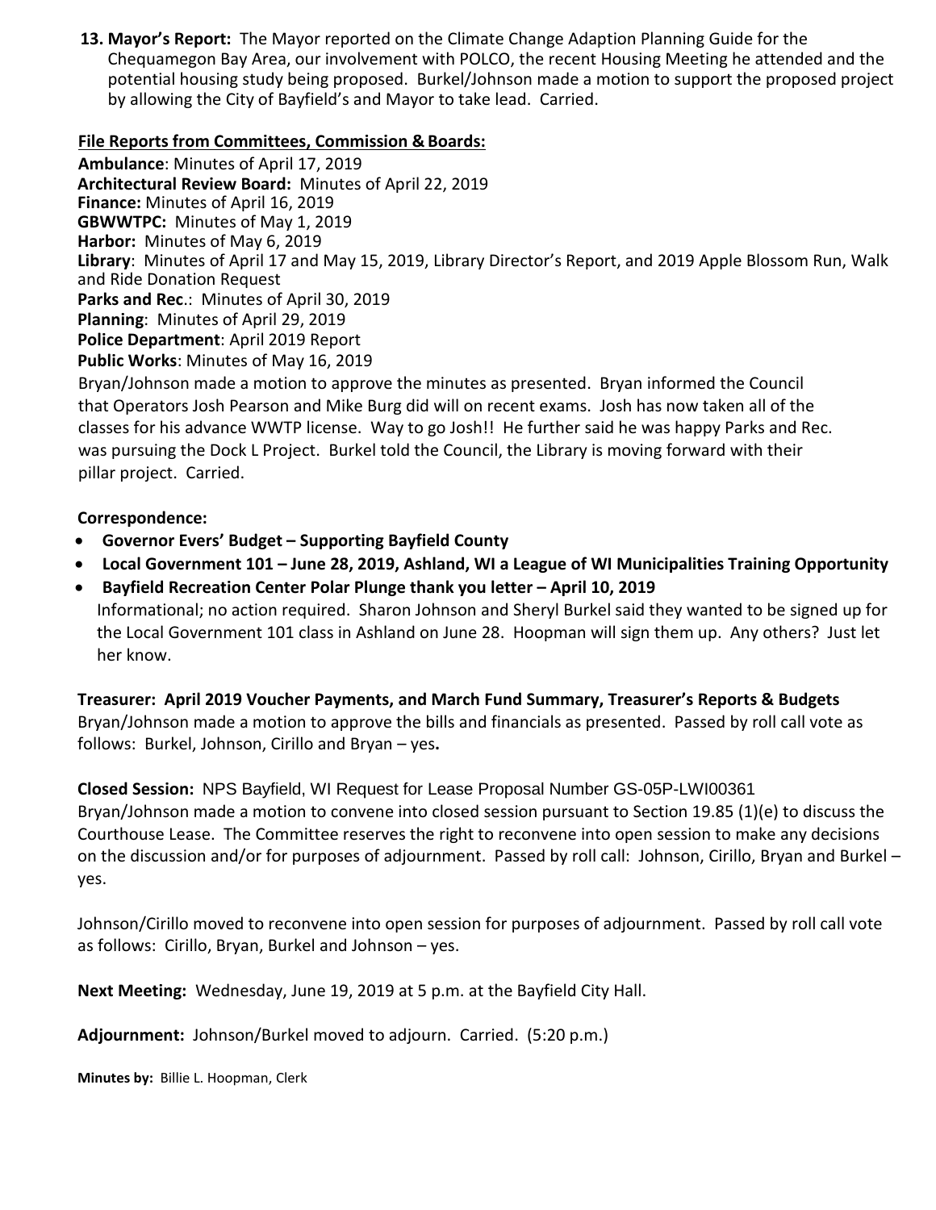**13. Mayor's Report:** The Mayor reported on the Climate Change Adaption Planning Guide for the Chequamegon Bay Area, our involvement with POLCO, the recent Housing Meeting he attended and the potential housing study being proposed. Burkel/Johnson made a motion to support the proposed project by allowing the City of Bayfield's and Mayor to take lead. Carried.

**File Reports from Committees, Commission & Boards:**

**Ambulance**: Minutes of April 17, 2019
**Architectural Review Board:** Minutes of April 22, 2019
**Finance:** Minutes of April 16, 2019
**GBWWTPC:** Minutes of May 1, 2019
**Harbor:** Minutes of May 6, 2019
**Library**: Minutes of April 17 and May 15, 2019, Library Director's Report, and 2019 Apple Blossom Run, Walk and Ride Donation Request
**Parks and Rec**.: Minutes of April 30, 2019
**Planning**: Minutes of April 29, 2019
**Police Department**: April 2019 Report
**Public Works**: Minutes of May 16, 2019

Bryan/Johnson made a motion to approve the minutes as presented. Bryan informed the Council that Operators Josh Pearson and Mike Burg did will on recent exams. Josh has now taken all of the classes for his advance WWTP license. Way to go Josh!! He further said he was happy Parks and Rec. was pursuing the Dock L Project. Burkel told the Council, the Library is moving forward with their pillar project. Carried.

**Correspondence:**

- **Governor Evers' Budget – Supporting Bayfield County**
- **Local Government 101 – June 28, 2019, Ashland, WI a League of WI Municipalities Training Opportunity**
- **Bayfield Recreation Center Polar Plunge thank you letter – April 10, 2019**

Informational; no action required. Sharon Johnson and Sheryl Burkel said they wanted to be signed up for the Local Government 101 class in Ashland on June 28. Hoopman will sign them up. Any others? Just let her know.

**Treasurer: April 2019 Voucher Payments, and March Fund Summary, Treasurer's Reports & Budgets**
Bryan/Johnson made a motion to approve the bills and financials as presented. Passed by roll call vote as follows: Burkel, Johnson, Cirillo and Bryan – yes**.**

**Closed Session:** NPS Bayfield, WI Request for Lease Proposal Number GS-05P-LWI00361
Bryan/Johnson made a motion to convene into closed session pursuant to Section 19.85 (1)(e) to discuss the Courthouse Lease. The Committee reserves the right to reconvene into open session to make any decisions on the discussion and/or for purposes of adjournment. Passed by roll call: Johnson, Cirillo, Bryan and Burkel – yes.

Johnson/Cirillo moved to reconvene into open session for purposes of adjournment. Passed by roll call vote as follows: Cirillo, Bryan, Burkel and Johnson – yes.

**Next Meeting:** Wednesday, June 19, 2019 at 5 p.m. at the Bayfield City Hall.

**Adjournment:** Johnson/Burkel moved to adjourn. Carried. (5:20 p.m.)

**Minutes by:** Billie L. Hoopman, Clerk